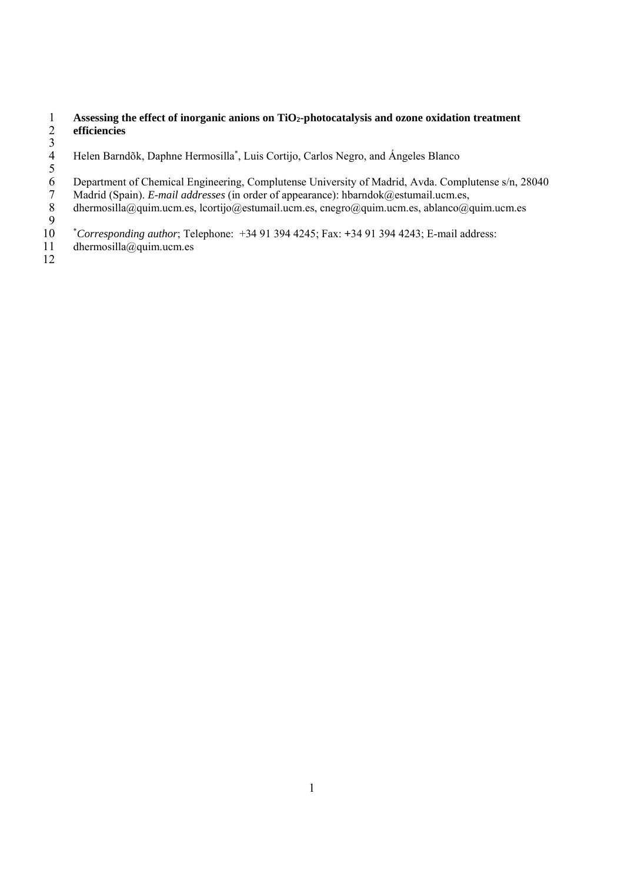# Assessing the effect of inorganic anions on $TiO_2$-photocatalysis and ozone oxidation treatment efficiencies

Helen Barndõk, Daphne Hermosilla[*], Luis Cortijo, Carlos Negro, and Ángeles Blanco

Department of Chemical Engineering, Complutense University of Madrid, Avda. Complutense s/n, 28040 Madrid (Spain). *E-mail addresses* (in order of appearance): hbarndok@estumail.ucm.es, dhermosilla@quim.ucm.es, lcortijo@estumail.ucm.es, cnegro@quim.ucm.es, ablanco@quim.ucm.es

[*]*Corresponding author*; Telephone: +34 91 394 4245; Fax: +34 91 394 4243; E-mail address: dhermosilla@quim.ucm.es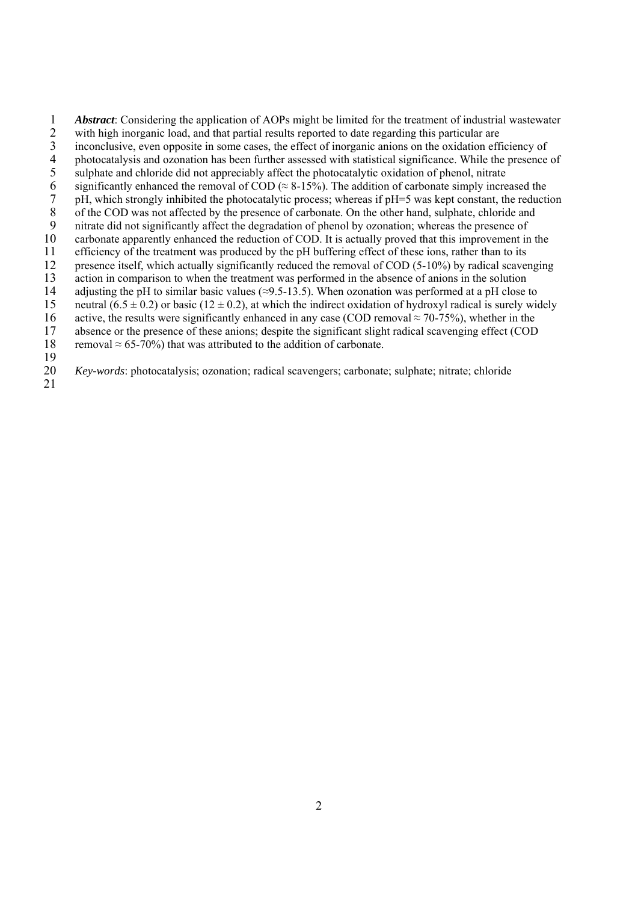***Abstract***: Considering the application of AOPs might be limited for the treatment of industrial wastewater with high inorganic load, and that partial results reported to date regarding this particular are inconclusive, even opposite in some cases, the effect of inorganic anions on the oxidation efficiency of photocatalysis and ozonation has been further assessed with statistical significance. While the presence of sulphate and chloride did not appreciably affect the photocatalytic oxidation of phenol, nitrate significantly enhanced the removal of COD ($\approx$ 8-15%). The addition of carbonate simply increased the pH, which strongly inhibited the photocatalytic process; whereas if pH=5 was kept constant, the reduction of the COD was not affected by the presence of carbonate. On the other hand, sulphate, chloride and nitrate did not significantly affect the degradation of phenol by ozonation; whereas the presence of carbonate apparently enhanced the reduction of COD. It is actually proved that this improvement in the efficiency of the treatment was produced by the pH buffering effect of these ions, rather than to its presence itself, which actually significantly reduced the removal of COD (5-10%) by radical scavenging action in comparison to when the treatment was performed in the absence of anions in the solution adjusting the pH to similar basic values ($\approx$9.5-13.5). When ozonation was performed at a pH close to neutral ($6.5 \pm 0.2$) or basic ($12 \pm 0.2$), at which the indirect oxidation of hydroxyl radical is surely widely active, the results were significantly enhanced in any case (COD removal $\approx$ 70-75%), whether in the absence or the presence of these anions; despite the significant slight radical scavenging effect (COD removal $\approx$ 65-70%) that was attributed to the addition of carbonate.

*Key-words*: photocatalysis; ozonation; radical scavengers; carbonate; sulphate; nitrate; chloride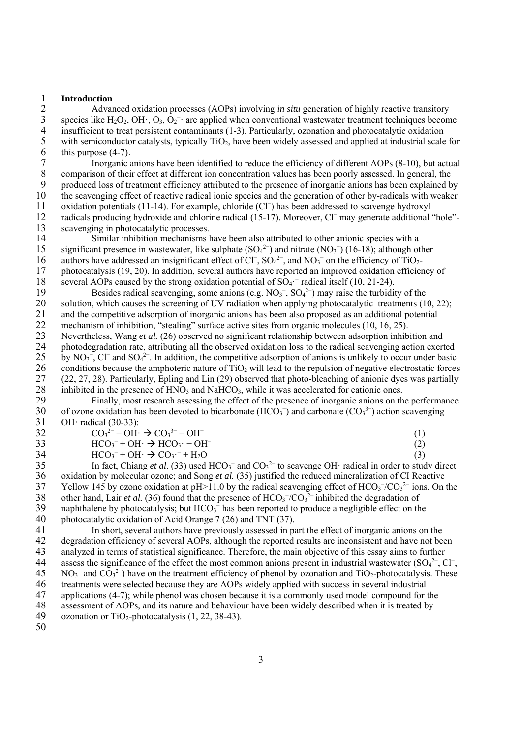## Introduction

Advanced oxidation processes (AOPs) involving *in situ* generation of highly reactive transitory species like $H_2O_2$, $OH\cdot$, $O_3$, $O_2^{-}\cdot$ are applied when conventional wastewater treatment techniques become insufficient to treat persistent contaminants (1-3). Particularly, ozonation and photocatalytic oxidation with semiconductor catalysts, typically $TiO_2$, have been widely assessed and applied at industrial scale for this purpose (4-7).

Inorganic anions have been identified to reduce the efficiency of different AOPs (8-10), but actual comparison of their effect at different ion concentration values has been poorly assessed. In general, the produced loss of treatment efficiency attributed to the presence of inorganic anions has been explained by the scavenging effect of reactive radical ionic species and the generation of other by-radicals with weaker oxidation potentials (11-14). For example, chloride ($Cl^-$) has been addressed to scavenge hydroxyl radicals producing hydroxide and chlorine radical (15-17). Moreover, $Cl^-$ may generate additional "hole"-scavenging in photocatalytic processes.

Similar inhibition mechanisms have been also attributed to other anionic species with a significant presence in wastewater, like sulphate ($SO_4^{2-}$) and nitrate ($NO_3^-$) (16-18); although other authors have addressed an insignificant effect of $Cl^-$, $SO_4^{2-}$, and $NO_3^-$ on the efficiency of $TiO_2$-photocatalysis (19, 20). In addition, several authors have reported an improved oxidation efficiency of several AOPs caused by the strong oxidation potential of $SO_4\cdot^-$ radical itself (10, 21-24).

Besides radical scavenging, some anions (e.g. $NO_3^-$, $SO_4^{2-}$) may raise the turbidity of the solution, which causes the screening of UV radiation when applying photocatalytic treatments (10, 22); and the competitive adsorption of inorganic anions has been also proposed as an additional potential mechanism of inhibition, "stealing" surface active sites from organic molecules (10, 16, 25). Nevertheless, Wang *et al.* (26) observed no significant relationship between adsorption inhibition and photodegradation rate, attributing all the observed oxidation loss to the radical scavenging action exerted by $NO_3^-$, $Cl^-$ and $SO_4^{2-}$. In addition, the competitive adsorption of anions is unlikely to occur under basic conditions because the amphoteric nature of $TiO_2$ will lead to the repulsion of negative electrostatic forces (22, 27, 28). Particularly, Epling and Lin (29) observed that photo-bleaching of anionic dyes was partially inhibited in the presence of $HNO_3$ and $NaHCO_3$, while it was accelerated for cationic ones.

Finally, most research assessing the effect of the presence of inorganic anions on the performance of ozone oxidation has been devoted to bicarbonate ($HCO_3^-$) and carbonate ($CO_3^{3-}$) action scavenging $OH\cdot$ radical (30-33):

$$CO_3^{2-} + OH\cdot \rightarrow CO_3^{3-} + OH^- \quad (1)$$

$$HCO_3^- + OH\cdot \rightarrow HCO_3\cdot + OH^- \quad (2)$$

$$HCO_3^- + OH\cdot \rightarrow CO_3\cdot^- + H_2O \quad (3)$$

In fact, Chiang *et al.* (33) used $HCO_3^-$ and $CO_3^{2-}$ to scavenge $OH\cdot$ radical in order to study direct oxidation by molecular ozone; and Song *et al.* (35) justified the reduced mineralization of CI Reactive Yellow 145 by ozone oxidation at pH>11.0 by the radical scavenging effect of $HCO_3^-/CO_3^{2-}$ ions. On the other hand, Lair *et al.* (36) found that the presence of $HCO_3^-/CO_3^{2-}$ inhibited the degradation of naphthalene by photocatalysis; but $HCO_3^-$ has been reported to produce a negligible effect on the photocatalytic oxidation of Acid Orange 7 (26) and TNT (37).

In short, several authors have previously assessed in part the effect of inorganic anions on the degradation efficiency of several AOPs, although the reported results are inconsistent and have not been analyzed in terms of statistical significance. Therefore, the main objective of this essay aims to further assess the significance of the effect the most common anions present in industrial wastewater ($SO_4^{2-}$, $Cl^-$, $NO_3^-$ and $CO_3^{2-}$) have on the treatment efficiency of phenol by ozonation and $TiO_2$-photocatalysis. These treatments were selected because they are AOPs widely applied with success in several industrial applications (4-7); while phenol was chosen because it is a commonly used model compound for the assessment of AOPs, and its nature and behaviour have been widely described when it is treated by ozonation or $TiO_2$-photocatalysis (1, 22, 38-43).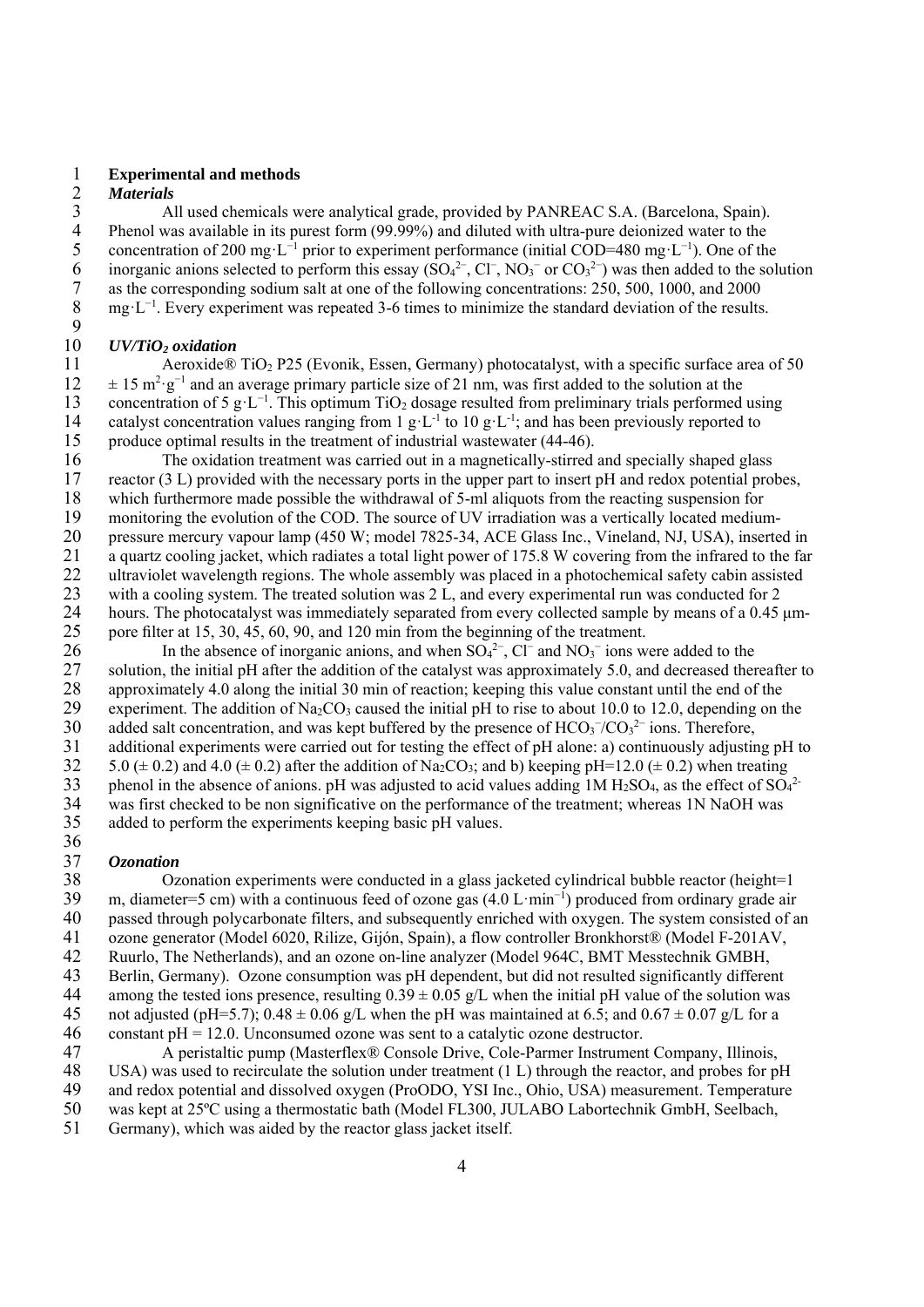# Experimental and methods

## *Materials*

All used chemicals were analytical grade, provided by PANREAC S.A. (Barcelona, Spain). Phenol was available in its purest form (99.99%) and diluted with ultra-pure deionized water to the concentration of 200 $mg \cdot L^{-1}$ prior to experiment performance (initial COD=480 $mg \cdot L^{-1}$). One of the inorganic anions selected to perform this essay ($SO_4^{2-}$, $Cl^-$, $NO_3^-$ or $CO_3^{2-}$) was then added to the solution as the corresponding sodium salt at one of the following concentrations: 250, 500, 1000, and 2000 $mg \cdot L^{-1}$. Every experiment was repeated 3-6 times to minimize the standard deviation of the results.

## *UV/TiO$_2$ oxidation*

Aeroxide® $TiO_2$ P25 (Evonik, Essen, Germany) photocatalyst, with a specific surface area of 50 $\pm$ 15 $m^2 \cdot g^{-1}$ and an average primary particle size of 21 nm, was first added to the solution at the concentration of 5 $g \cdot L^{-1}$. This optimum $TiO_2$ dosage resulted from preliminary trials performed using catalyst concentration values ranging from 1 $g \cdot L^{-1}$ to 10 $g \cdot L^{-1}$; and has been previously reported to produce optimal results in the treatment of industrial wastewater (44-46).

The oxidation treatment was carried out in a magnetically-stirred and specially shaped glass reactor (3 L) provided with the necessary ports in the upper part to insert pH and redox potential probes, which furthermore made possible the withdrawal of 5-ml aliquots from the reacting suspension for monitoring the evolution of the COD. The source of UV irradiation was a vertically located medium-pressure mercury vapour lamp (450 W; model 7825-34, ACE Glass Inc., Vineland, NJ, USA), inserted in a quartz cooling jacket, which radiates a total light power of 175.8 W covering from the infrared to the far ultraviolet wavelength regions. The whole assembly was placed in a photochemical safety cabin assisted with a cooling system. The treated solution was 2 L, and every experimental run was conducted for 2 hours. The photocatalyst was immediately separated from every collected sample by means of a 0.45 µm-pore filter at 15, 30, 45, 60, 90, and 120 min from the beginning of the treatment.

In the absence of inorganic anions, and when $SO_4^{2-}$, $Cl^-$ and $NO_3^-$ ions were added to the solution, the initial pH after the addition of the catalyst was approximately 5.0, and decreased thereafter to approximately 4.0 along the initial 30 min of reaction; keeping this value constant until the end of the experiment. The addition of $Na_2CO_3$ caused the initial pH to rise to about 10.0 to 12.0, depending on the added salt concentration, and was kept buffered by the presence of $HCO_3^-/CO_3^{2-}$ ions. Therefore, additional experiments were carried out for testing the effect of pH alone: a) continuously adjusting pH to 5.0 ($\pm$ 0.2) and 4.0 ($\pm$ 0.2) after the addition of $Na_2CO_3$; and b) keeping pH=12.0 ($\pm$ 0.2) when treating phenol in the absence of anions. pH was adjusted to acid values adding 1M $H_2SO_4$, as the effect of $SO_4^{2-}$ was first checked to be non significative on the performance of the treatment; whereas 1N NaOH was added to perform the experiments keeping basic pH values.

## *Ozonation*

Ozonation experiments were conducted in a glass jacketed cylindrical bubble reactor (height=1 m, diameter=5 cm) with a continuous feed of ozone gas (4.0 $L \cdot min^{-1}$) produced from ordinary grade air passed through polycarbonate filters, and subsequently enriched with oxygen. The system consisted of an ozone generator (Model 6020, Rilize, Gijón, Spain), a flow controller Bronkhorst® (Model F-201AV, Ruurlo, The Netherlands), and an ozone on-line analyzer (Model 964C, BMT Messtechnik GMBH, Berlin, Germany). Ozone consumption was pH dependent, but did not resulted significantly different among the tested ions presence, resulting 0.39 $\pm$ 0.05 g/L when the initial pH value of the solution was not adjusted (pH=5.7); 0.48 $\pm$ 0.06 g/L when the pH was maintained at 6.5; and 0.67 $\pm$ 0.07 g/L for a constant pH = 12.0. Unconsumed ozone was sent to a catalytic ozone destructor.

A peristaltic pump (Masterflex® Console Drive, Cole-Parmer Instrument Company, Illinois, USA) was used to recirculate the solution under treatment (1 L) through the reactor, and probes for pH and redox potential and dissolved oxygen (ProODO, YSI Inc., Ohio, USA) measurement. Temperature was kept at 25ºC using a thermostatic bath (Model FL300, JULABO Labortechnik GmbH, Seelbach, Germany), which was aided by the reactor glass jacket itself.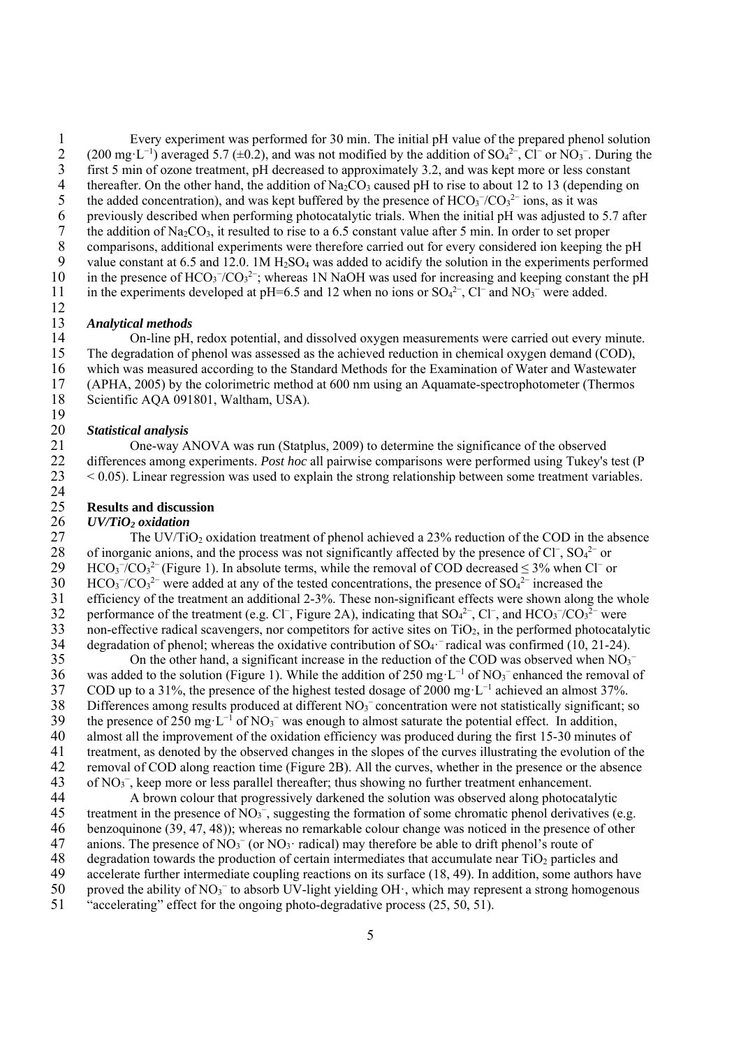Every experiment was performed for 30 min. The initial pH value of the prepared phenol solution (200 $mg \cdot L^{-1}$) averaged 5.7 (±0.2), and was not modified by the addition of $SO_4^{2-}$, $Cl^-$ or $NO_3^-$. During the first 5 min of ozone treatment, pH decreased to approximately 3.2, and was kept more or less constant thereafter. On the other hand, the addition of $Na_2CO_3$ caused pH to rise to about 12 to 13 (depending on the added concentration), and was kept buffered by the presence of $HCO_3^-/CO_3^{2-}$ ions, as it was previously described when performing photocatalytic trials. When the initial pH was adjusted to 5.7 after the addition of $Na_2CO_3$, it resulted to rise to a 6.5 constant value after 5 min. In order to set proper comparisons, additional experiments were therefore carried out for every considered ion keeping the pH value constant at 6.5 and 12.0. 1M $H_2SO_4$ was added to acidify the solution in the experiments performed in the presence of $HCO_3^-/CO_3^{2-}$; whereas 1N NaOH was used for increasing and keeping constant the pH in the experiments developed at pH=6.5 and 12 when no ions or $SO_4^{2-}$, $Cl^-$ and $NO_3^-$ were added.

### *Analytical methods*

On-line pH, redox potential, and dissolved oxygen measurements were carried out every minute. The degradation of phenol was assessed as the achieved reduction in chemical oxygen demand (COD), which was measured according to the Standard Methods for the Examination of Water and Wastewater (APHA, 2005) by the colorimetric method at 600 nm using an Aquamate-spectrophotometer (Thermos Scientific AQA 091801, Waltham, USA).

### *Statistical analysis*

One-way ANOVA was run (Statplus, 2009) to determine the significance of the observed differences among experiments. *Post hoc* all pairwise comparisons were performed using Tukey's test ($P < 0.05$). Linear regression was used to explain the strong relationship between some treatment variables.

## Results and discussion

### *UV/TiO₂ oxidation*

The UV/$TiO_2$ oxidation treatment of phenol achieved a 23% reduction of the COD in the absence of inorganic anions, and the process was not significantly affected by the presence of $Cl^-$, $SO_4^{2-}$ or $HCO_3^-/CO_3^{2-}$ (Figure 1). In absolute terms, while the removal of COD decreased ≤ 3% when $Cl^-$ or $HCO_3^-/CO_3^{2-}$ were added at any of the tested concentrations, the presence of $SO_4^{2-}$ increased the efficiency of the treatment an additional 2-3%. These non-significant effects were shown along the whole performance of the treatment (e.g. $Cl^-$, Figure 2A), indicating that $SO_4^{2-}$, $Cl^-$, and $HCO_3^-/CO_3^{2-}$ were non-effective radical scavengers, nor competitors for active sites on $TiO_2$, in the performed photocatalytic degradation of phenol; whereas the oxidative contribution of $SO_4 \cdot^-$ radical was confirmed (10, 21-24).

On the other hand, a significant increase in the reduction of the COD was observed when $NO_3^-$ was added to the solution (Figure 1). While the addition of 250 $mg \cdot L^{-1}$ of $NO_3^-$ enhanced the removal of COD up to a 31%, the presence of the highest tested dosage of 2000 $mg \cdot L^{-1}$ achieved an almost 37%. Differences among results produced at different $NO_3^-$ concentration were not statistically significant; so the presence of 250 $mg \cdot L^{-1}$ of $NO_3^-$ was enough to almost saturate the potential effect. In addition, almost all the improvement of the oxidation efficiency was produced during the first 15-30 minutes of treatment, as denoted by the observed changes in the slopes of the curves illustrating the evolution of the removal of COD along reaction time (Figure 2B). All the curves, whether in the presence or the absence of $NO_3^-$, keep more or less parallel thereafter; thus showing no further treatment enhancement.

A brown colour that progressively darkened the solution was observed along photocatalytic treatment in the presence of $NO_3^-$, suggesting the formation of some chromatic phenol derivatives (e.g. benzoquinone (39, 47, 48)); whereas no remarkable colour change was noticed in the presence of other anions. The presence of $NO_3^-$ (or $NO_3\cdot$ radical) may therefore be able to drift phenol's route of degradation towards the production of certain intermediates that accumulate near $TiO_2$ particles and accelerate further intermediate coupling reactions on its surface (18, 49). In addition, some authors have proved the ability of $NO_3^-$ to absorb UV-light yielding $OH\cdot$, which may represent a strong homogenous "accelerating" effect for the ongoing photo-degradative process (25, 50, 51).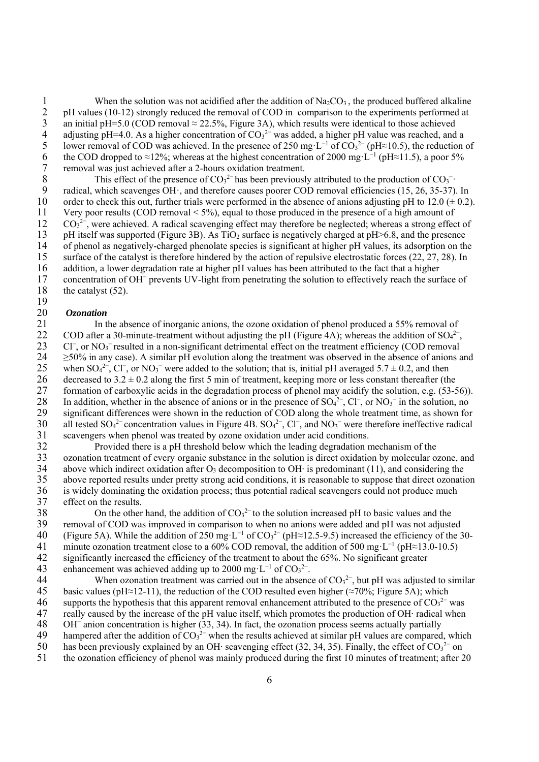When the solution was not acidified after the addition of $Na_2CO_3$, the produced buffered alkaline pH values (10-12) strongly reduced the removal of COD in comparison to the experiments performed at an initial pH=5.0 (COD removal ≈ 22.5%, Figure 3A), which results were identical to those achieved adjusting pH=4.0. As a higher concentration of $CO_3^{2-}$ was added, a higher pH value was reached, and a lower removal of COD was achieved. In the presence of 250 $mg \cdot L^{-1}$ of $CO_3^{2-}$ (pH≈10.5), the reduction of the COD dropped to ≈12%; whereas at the highest concentration of 2000 $mg \cdot L^{-1}$ (pH≈11.5), a poor 5% removal was just achieved after a 2-hours oxidation treatment.

This effect of the presence of $CO_3^{2-}$ has been previously attributed to the production of $CO_3^{-}\cdot$ radical, which scavenges $OH\cdot$, and therefore causes poorer COD removal efficiencies (15, 26, 35-37). In order to check this out, further trials were performed in the absence of anions adjusting pH to 12.0 (± 0.2). Very poor results (COD removal < 5%), equal to those produced in the presence of a high amount of $CO_3^{2-}$, were achieved. A radical scavenging effect may therefore be neglected; whereas a strong effect of pH itself was supported (Figure 3B). As $TiO_2$ surface is negatively charged at pH>6.8, and the presence of phenol as negatively-charged phenolate species is significant at higher pH values, its adsorption on the surface of the catalyst is therefore hindered by the action of repulsive electrostatic forces (22, 27, 28). In addition, a lower degradation rate at higher pH values has been attributed to the fact that a higher concentration of $OH^{-}$ prevents UV-light from penetrating the solution to effectively reach the surface of the catalyst (52).

### *Ozonation*

In the absence of inorganic anions, the ozone oxidation of phenol produced a 55% removal of COD after a 30-minute-treatment without adjusting the pH (Figure 4A); whereas the addition of $SO_4^{2-}$, $Cl^{-}$, or $NO_3^{-}$ resulted in a non-significant detrimental effect on the treatment efficiency (COD removal ≥50% in any case). A similar pH evolution along the treatment was observed in the absence of anions and when $SO_4^{2-}$, $Cl^{-}$, or $NO_3^{-}$ were added to the solution; that is, initial pH averaged 5.7 ± 0.2, and then decreased to 3.2 ± 0.2 along the first 5 min of treatment, keeping more or less constant thereafter (the formation of carboxylic acids in the degradation process of phenol may acidify the solution, e.g. (53-56)). In addition, whether in the absence of anions or in the presence of $SO_4^{2-}$, $Cl^{-}$, or $NO_3^{-}$ in the solution, no significant differences were shown in the reduction of COD along the whole treatment time, as shown for all tested $SO_4^{2-}$ concentration values in Figure 4B. $SO_4^{2-}$, $Cl^{-}$, and $NO_3^{-}$ were therefore ineffective radical scavengers when phenol was treated by ozone oxidation under acid conditions.

Provided there is a pH threshold below which the leading degradation mechanism of the ozonation treatment of every organic substance in the solution is direct oxidation by molecular ozone, and above which indirect oxidation after $O_3$ decomposition to $OH\cdot$ is predominant (11), and considering the above reported results under pretty strong acid conditions, it is reasonable to suppose that direct ozonation is widely dominating the oxidation process; thus potential radical scavengers could not produce much effect on the results.

On the other hand, the addition of $CO_3^{2-}$ to the solution increased pH to basic values and the removal of COD was improved in comparison to when no anions were added and pH was not adjusted (Figure 5A). While the addition of 250 $mg \cdot L^{-1}$ of $CO_3^{2-}$ (pH≈12.5-9.5) increased the efficiency of the 30-minute ozonation treatment close to a 60% COD removal, the addition of 500 $mg \cdot L^{-1}$ (pH≈13.0-10.5) significantly increased the efficiency of the treatment to about the 65%. No significant greater enhancement was achieved adding up to 2000 $mg \cdot L^{-1}$ of $CO_3^{2-}$.

When ozonation treatment was carried out in the absence of $CO_3^{2-}$, but pH was adjusted to similar basic values (pH≈12-11), the reduction of the COD resulted even higher (≈70%; Figure 5A); which supports the hypothesis that this apparent removal enhancement attributed to the presence of $CO_3^{2-}$ was really caused by the increase of the pH value itself, which promotes the production of $OH\cdot$ radical when $OH^{-}$ anion concentration is higher (33, 34). In fact, the ozonation process seems actually partially hampered after the addition of $CO_3^{2-}$ when the results achieved at similar pH values are compared, which has been previously explained by an $OH\cdot$ scavenging effect (32, 34, 35). Finally, the effect of $CO_3^{2-}$ on the ozonation efficiency of phenol was mainly produced during the first 10 minutes of treatment; after 20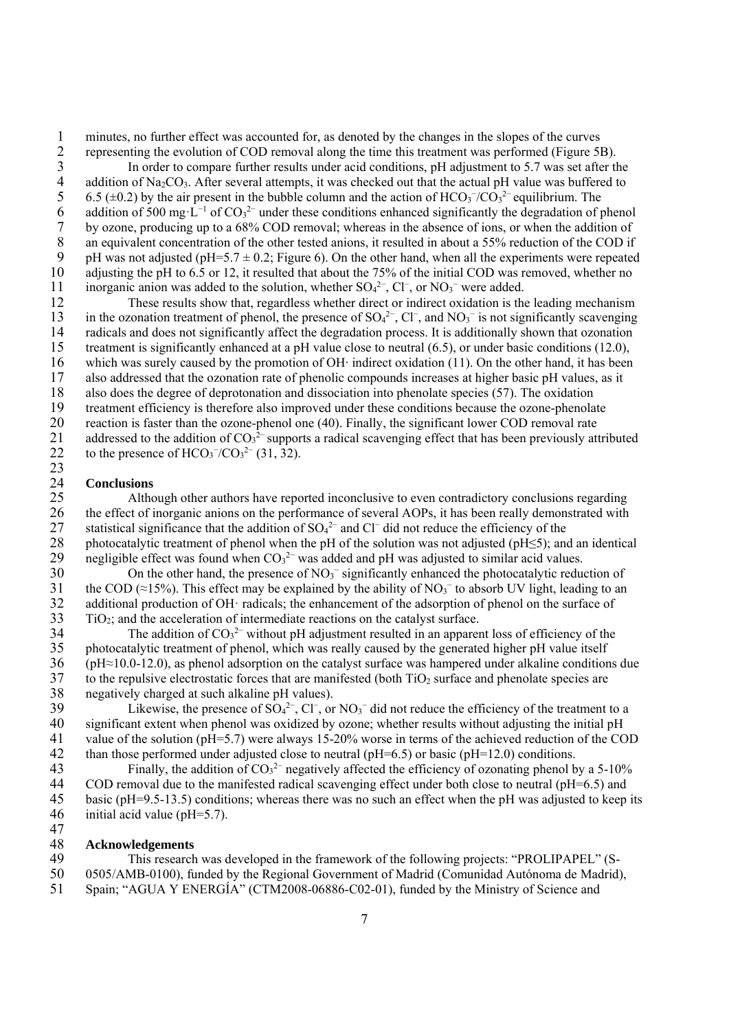minutes, no further effect was accounted for, as denoted by the changes in the slopes of the curves representing the evolution of COD removal along the time this treatment was performed (Figure 5B).

In order to compare further results under acid conditions, pH adjustment to 5.7 was set after the addition of $Na_2CO_3$. After several attempts, it was checked out that the actual pH value was buffered to 6.5 (±0.2) by the air present in the bubble column and the action of $HCO_3^-/CO_3^{2-}$ equilibrium. The addition of 500 $mg \cdot L^{-1}$ of $CO_3^{2-}$ under these conditions enhanced significantly the degradation of phenol by ozone, producing up to a 68% COD removal; whereas in the absence of ions, or when the addition of an equivalent concentration of the other tested anions, it resulted in about a 55% reduction of the COD if pH was not adjusted (pH=5.7 ± 0.2; Figure 6). On the other hand, when all the experiments were repeated adjusting the pH to 6.5 or 12, it resulted that about the 75% of the initial COD was removed, whether no inorganic anion was added to the solution, whether $SO_4^{2-}$, $Cl^-$, or $NO_3^-$ were added.

These results show that, regardless whether direct or indirect oxidation is the leading mechanism in the ozonation treatment of phenol, the presence of $SO_4^{2-}$, $Cl^-$, and $NO_3^-$ is not significantly scavenging radicals and does not significantly affect the degradation process. It is additionally shown that ozonation treatment is significantly enhanced at a pH value close to neutral (6.5), or under basic conditions (12.0), which was surely caused by the promotion of OH· indirect oxidation (11). On the other hand, it has been also addressed that the ozonation rate of phenolic compounds increases at higher basic pH values, as it also does the degree of deprotonation and dissociation into phenolate species (57). The oxidation treatment efficiency is therefore also improved under these conditions because the ozone-phenolate reaction is faster than the ozone-phenol one (40). Finally, the significant lower COD removal rate addressed to the addition of $CO_3^{2-}$ supports a radical scavenging effect that has been previously attributed to the presence of $HCO_3^-/CO_3^{2-}$ (31, 32).

## Conclusions

Although other authors have reported inconclusive to even contradictory conclusions regarding the effect of inorganic anions on the performance of several AOPs, it has been really demonstrated with statistical significance that the addition of $SO_4^{2-}$ and $Cl^-$ did not reduce the efficiency of the photocatalytic treatment of phenol when the pH of the solution was not adjusted (pH≤5); and an identical negligible effect was found when $CO_3^{2-}$ was added and pH was adjusted to similar acid values.

On the other hand, the presence of $NO_3^-$ significantly enhanced the photocatalytic reduction of the COD (≈15%). This effect may be explained by the ability of $NO_3^-$ to absorb UV light, leading to an additional production of OH· radicals; the enhancement of the adsorption of phenol on the surface of $TiO_2$; and the acceleration of intermediate reactions on the catalyst surface.

The addition of $CO_3^{2-}$ without pH adjustment resulted in an apparent loss of efficiency of the photocatalytic treatment of phenol, which was really caused by the generated higher pH value itself (pH≈10.0-12.0), as phenol adsorption on the catalyst surface was hampered under alkaline conditions due to the repulsive electrostatic forces that are manifested (both $TiO_2$ surface and phenolate species are negatively charged at such alkaline pH values).

Likewise, the presence of $SO_4^{2-}$, $Cl^-$, or $NO_3^-$ did not reduce the efficiency of the treatment to a significant extent when phenol was oxidized by ozone; whether results without adjusting the initial pH value of the solution (pH=5.7) were always 15-20% worse in terms of the achieved reduction of the COD than those performed under adjusted close to neutral (pH=6.5) or basic (pH=12.0) conditions.

Finally, the addition of $CO_3^{2-}$ negatively affected the efficiency of ozonating phenol by a 5-10% COD removal due to the manifested radical scavenging effect under both close to neutral (pH=6.5) and basic (pH=9.5-13.5) conditions; whereas there was no such an effect when the pH was adjusted to keep its initial acid value (pH=5.7).

## Acknowledgements

This research was developed in the framework of the following projects: "PROLIPAPEL" (S-0505/AMB-0100), funded by the Regional Government of Madrid (Comunidad Autónoma de Madrid), Spain; "AGUA Y ENERGÍA" (CTM2008-06886-C02-01), funded by the Ministry of Science and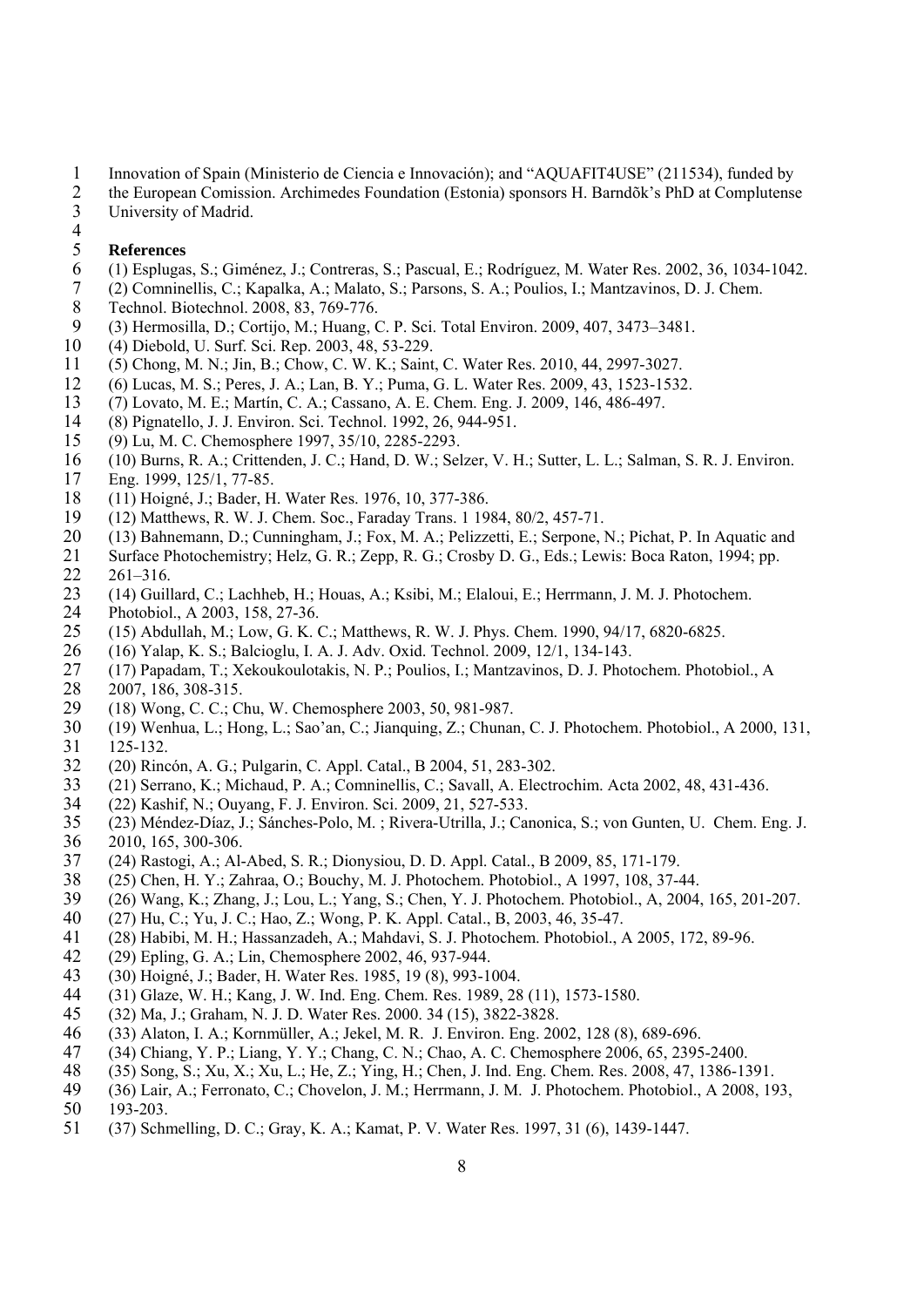Innovation of Spain (Ministerio de Ciencia e Innovación); and "AQUAFIT4USE" (211534), funded by the European Comission. Archimedes Foundation (Estonia) sponsors H. Barndõk's PhD at Complutense University of Madrid.

## References

(1) Esplugas, S.; Giménez, J.; Contreras, S.; Pascual, E.; Rodríguez, M. Water Res. 2002, 36, 1034-1042.
(2) Comninellis, C.; Kapalka, A.; Malato, S.; Parsons, S. A.; Poulios, I.; Mantzavinos, D. J. Chem. Technol. Biotechnol. 2008, 83, 769-776.
(3) Hermosilla, D.; Cortijo, M.; Huang, C. P. Sci. Total Environ. 2009, 407, 3473–3481.
(4) Diebold, U. Surf. Sci. Rep. 2003, 48, 53-229.
(5) Chong, M. N.; Jin, B.; Chow, C. W. K.; Saint, C. Water Res. 2010, 44, 2997-3027.
(6) Lucas, M. S.; Peres, J. A.; Lan, B. Y.; Puma, G. L. Water Res. 2009, 43, 1523-1532.
(7) Lovato, M. E.; Martín, C. A.; Cassano, A. E. Chem. Eng. J. 2009, 146, 486-497.
(8) Pignatello, J. J. Environ. Sci. Technol. 1992, 26, 944-951.
(9) Lu, M. C. Chemosphere 1997, 35/10, 2285-2293.
(10) Burns, R. A.; Crittenden, J. C.; Hand, D. W.; Selzer, V. H.; Sutter, L. L.; Salman, S. R. J. Environ. Eng. 1999, 125/1, 77-85.
(11) Hoigné, J.; Bader, H. Water Res. 1976, 10, 377-386.
(12) Matthews, R. W. J. Chem. Soc., Faraday Trans. 1 1984, 80/2, 457-71.
(13) Bahnemann, D.; Cunningham, J.; Fox, M. A.; Pelizzetti, E.; Serpone, N.; Pichat, P. In Aquatic and Surface Photochemistry; Helz, G. R.; Zepp, R. G.; Crosby D. G., Eds.; Lewis: Boca Raton, 1994; pp. 261–316.
(14) Guillard, C.; Lachheb, H.; Houas, A.; Ksibi, M.; Elaloui, E.; Herrmann, J. M. J. Photochem. Photobiol., A 2003, 158, 27-36.
(15) Abdullah, M.; Low, G. K. C.; Matthews, R. W. J. Phys. Chem. 1990, 94/17, 6820-6825.
(16) Yalap, K. S.; Balcioglu, I. A. J. Adv. Oxid. Technol. 2009, 12/1, 134-143.
(17) Papadam, T.; Xekoukoulotakis, N. P.; Poulios, I.; Mantzavinos, D. J. Photochem. Photobiol., A 2007, 186, 308-315.
(18) Wong, C. C.; Chu, W. Chemosphere 2003, 50, 981-987.
(19) Wenhua, L.; Hong, L.; Sao'an, C.; Jianquing, Z.; Chunan, C. J. Photochem. Photobiol., A 2000, 131, 125-132.
(20) Rincón, A. G.; Pulgarin, C. Appl. Catal., B 2004, 51, 283-302.
(21) Serrano, K.; Michaud, P. A.; Comninellis, C.; Savall, A. Electrochim. Acta 2002, 48, 431-436.
(22) Kashif, N.; Ouyang, F. J. Environ. Sci. 2009, 21, 527-533.
(23) Méndez-Díaz, J.; Sánches-Polo, M. ; Rivera-Utrilla, J.; Canonica, S.; von Gunten, U. Chem. Eng. J. 2010, 165, 300-306.
(24) Rastogi, A.; Al-Abed, S. R.; Dionysiou, D. D. Appl. Catal., B 2009, 85, 171-179.
(25) Chen, H. Y.; Zahraa, O.; Bouchy, M. J. Photochem. Photobiol., A 1997, 108, 37-44.
(26) Wang, K.; Zhang, J.; Lou, L.; Yang, S.; Chen, Y. J. Photochem. Photobiol., A, 2004, 165, 201-207.
(27) Hu, C.; Yu, J. C.; Hao, Z.; Wong, P. K. Appl. Catal., B, 2003, 46, 35-47.
(28) Habibi, M. H.; Hassanzadeh, A.; Mahdavi, S. J. Photochem. Photobiol., A 2005, 172, 89-96.
(29) Epling, G. A.; Lin, Chemosphere 2002, 46, 937-944.
(30) Hoigné, J.; Bader, H. Water Res. 1985, 19 (8), 993-1004.
(31) Glaze, W. H.; Kang, J. W. Ind. Eng. Chem. Res. 1989, 28 (11), 1573-1580.
(32) Ma, J.; Graham, N. J. D. Water Res. 2000. 34 (15), 3822-3828.
(33) Alaton, I. A.; Kornmüller, A.; Jekel, M. R. J. Environ. Eng. 2002, 128 (8), 689-696.
(34) Chiang, Y. P.; Liang, Y. Y.; Chang, C. N.; Chao, A. C. Chemosphere 2006, 65, 2395-2400.
(35) Song, S.; Xu, X.; Xu, L.; He, Z.; Ying, H.; Chen, J. Ind. Eng. Chem. Res. 2008, 47, 1386-1391.
(36) Lair, A.; Ferronato, C.; Chovelon, J. M.; Herrmann, J. M. J. Photochem. Photobiol., A 2008, 193, 193-203.
(37) Schmelling, D. C.; Gray, K. A.; Kamat, P. V. Water Res. 1997, 31 (6), 1439-1447.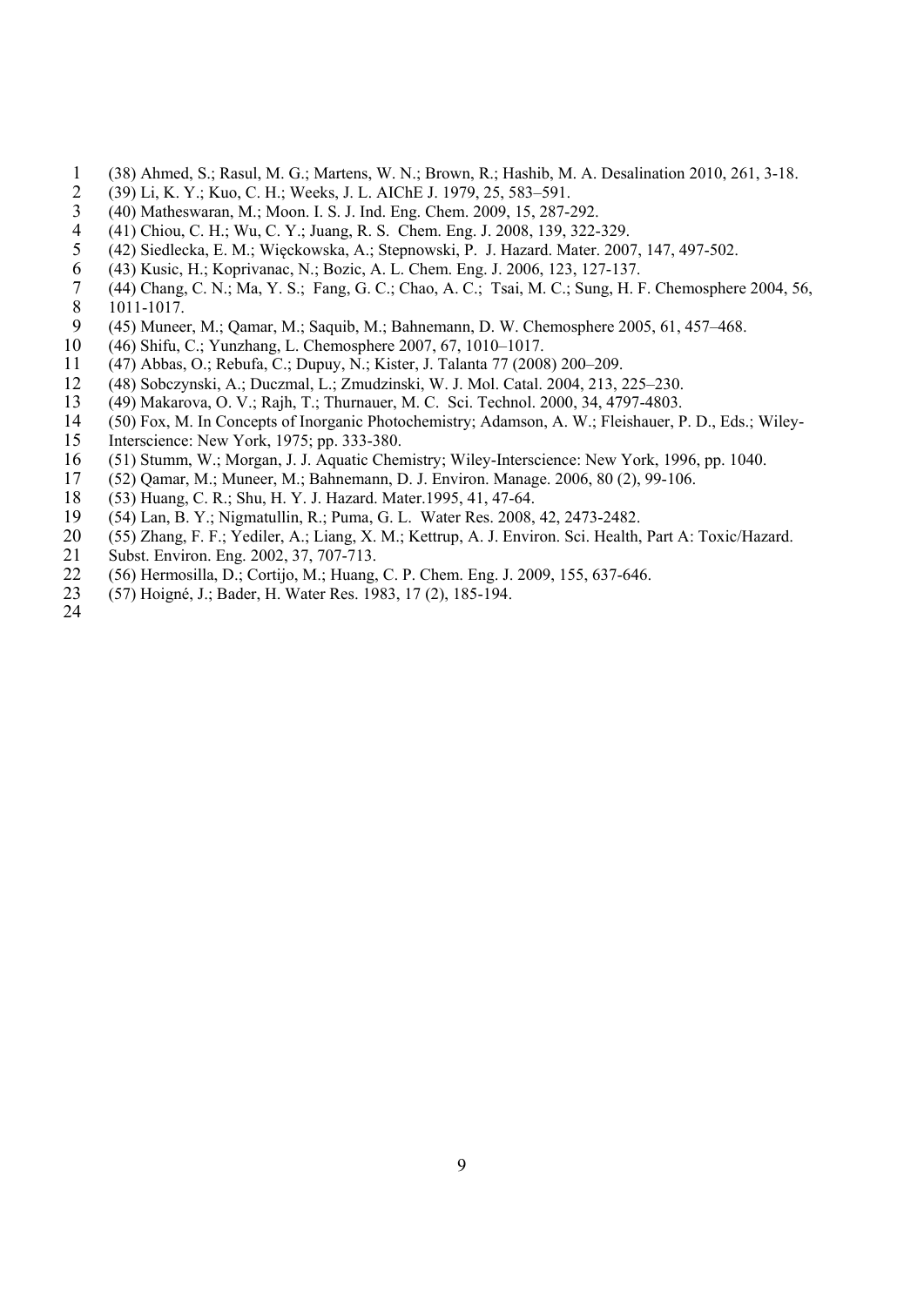(38) Ahmed, S.; Rasul, M. G.; Martens, W. N.; Brown, R.; Hashib, M. A. Desalination 2010, 261, 3-18.

(39) Li, K. Y.; Kuo, C. H.; Weeks, J. L. AIChE J. 1979, 25, 583–591.

(40) Matheswaran, M.; Moon. I. S. J. Ind. Eng. Chem. 2009, 15, 287-292.

(41) Chiou, C. H.; Wu, C. Y.; Juang, R. S. Chem. Eng. J. 2008, 139, 322-329.

(42) Siedlecka, E. M.; Więckowska, A.; Stepnowski, P. J. Hazard. Mater. 2007, 147, 497-502.

(43) Kusic, H.; Koprivanac, N.; Bozic, A. L. Chem. Eng. J. 2006, 123, 127-137.

(44) Chang, C. N.; Ma, Y. S.; Fang, G. C.; Chao, A. C.; Tsai, M. C.; Sung, H. F. Chemosphere 2004, 56, 1011-1017.

(45) Muneer, M.; Qamar, M.; Saquib, M.; Bahnemann, D. W. Chemosphere 2005, 61, 457–468.

(46) Shifu, C.; Yunzhang, L. Chemosphere 2007, 67, 1010–1017.

(47) Abbas, O.; Rebufa, C.; Dupuy, N.; Kister, J. Talanta 77 (2008) 200–209.

(48) Sobczynski, A.; Duczmal, L.; Zmudzinski, W. J. Mol. Catal. 2004, 213, 225–230.

(49) Makarova, O. V.; Rajh, T.; Thurnauer, M. C. Sci. Technol. 2000, 34, 4797-4803.

(50) Fox, M. In Concepts of Inorganic Photochemistry; Adamson, A. W.; Fleishauer, P. D., Eds.; Wiley-Interscience: New York, 1975; pp. 333-380.

(51) Stumm, W.; Morgan, J. J. Aquatic Chemistry; Wiley-Interscience: New York, 1996, pp. 1040.

(52) Qamar, M.; Muneer, M.; Bahnemann, D. J. Environ. Manage. 2006, 80 (2), 99-106.

(53) Huang, C. R.; Shu, H. Y. J. Hazard. Mater.1995, 41, 47-64.

(54) Lan, B. Y.; Nigmatullin, R.; Puma, G. L. Water Res. 2008, 42, 2473-2482.

(55) Zhang, F. F.; Yediler, A.; Liang, X. M.; Kettrup, A. J. Environ. Sci. Health, Part A: Toxic/Hazard. Subst. Environ. Eng. 2002, 37, 707-713.

(56) Hermosilla, D.; Cortijo, M.; Huang, C. P. Chem. Eng. J. 2009, 155, 637-646.

(57) Hoigné, J.; Bader, H. Water Res. 1983, 17 (2), 185-194.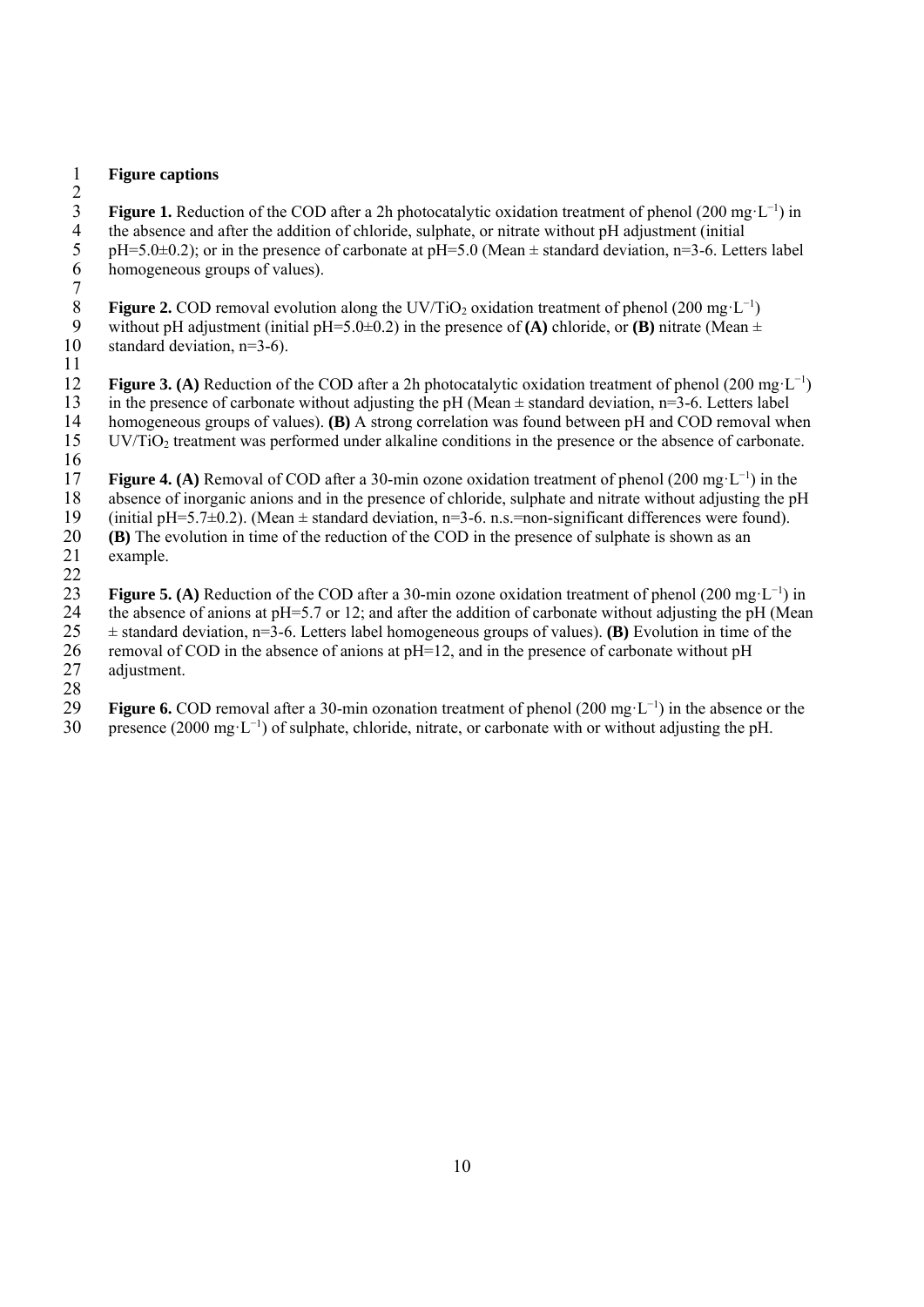## Figure captions

**Figure 1.** Reduction of the COD after a 2h photocatalytic oxidation treatment of phenol (200 $mg \cdot L^{-1}$) in the absence and after the addition of chloride, sulphate, or nitrate without pH adjustment (initial pH=5.0±0.2); or in the presence of carbonate at pH=5.0 (Mean ± standard deviation, n=3-6. Letters label homogeneous groups of values).

**Figure 2.** COD removal evolution along the UV/$TiO_2$ oxidation treatment of phenol (200 $mg \cdot L^{-1}$) without pH adjustment (initial pH=5.0±0.2) in the presence of **(A)** chloride, or **(B)** nitrate (Mean ± standard deviation, n=3-6).

**Figure 3. (A)** Reduction of the COD after a 2h photocatalytic oxidation treatment of phenol (200 $mg \cdot L^{-1}$) in the presence of carbonate without adjusting the pH (Mean ± standard deviation, n=3-6. Letters label homogeneous groups of values). **(B)** A strong correlation was found between pH and COD removal when UV/$TiO_2$ treatment was performed under alkaline conditions in the presence or the absence of carbonate.

**Figure 4. (A)** Removal of COD after a 30-min ozone oxidation treatment of phenol (200 $mg \cdot L^{-1}$) in the absence of inorganic anions and in the presence of chloride, sulphate and nitrate without adjusting the pH (initial pH=5.7±0.2). (Mean ± standard deviation, n=3-6. n.s.=non-significant differences were found). **(B)** The evolution in time of the reduction of the COD in the presence of sulphate is shown as an example.

**Figure 5. (A)** Reduction of the COD after a 30-min ozone oxidation treatment of phenol (200 $mg \cdot L^{-1}$) in the absence of anions at pH=5.7 or 12; and after the addition of carbonate without adjusting the pH (Mean ± standard deviation, n=3-6. Letters label homogeneous groups of values). **(B)** Evolution in time of the removal of COD in the absence of anions at pH=12, and in the presence of carbonate without pH adjustment.

**Figure 6.** COD removal after a 30-min ozonation treatment of phenol (200 $mg \cdot L^{-1}$) in the absence or the presence (2000 $mg \cdot L^{-1}$) of sulphate, chloride, nitrate, or carbonate with or without adjusting the pH.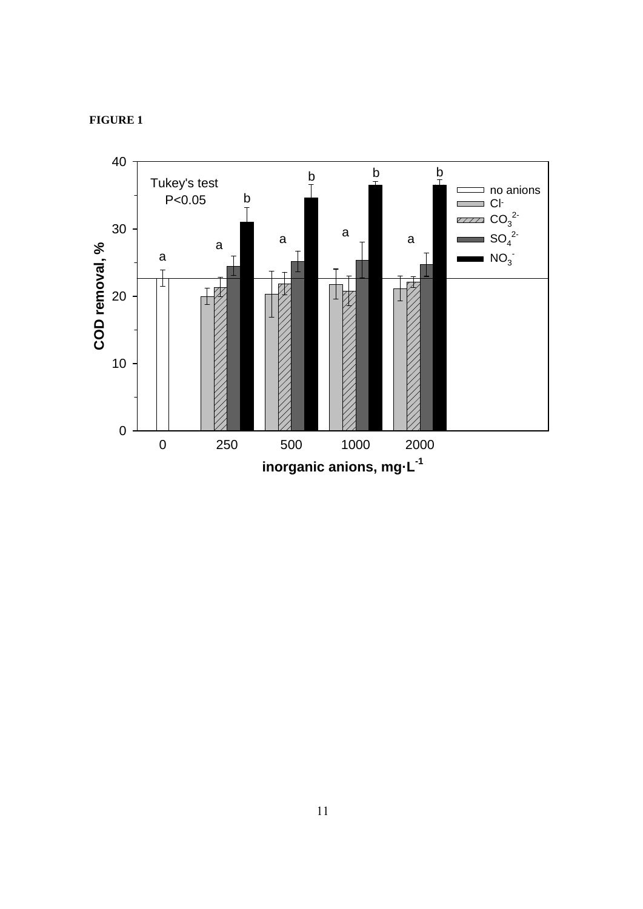**FIGURE 1**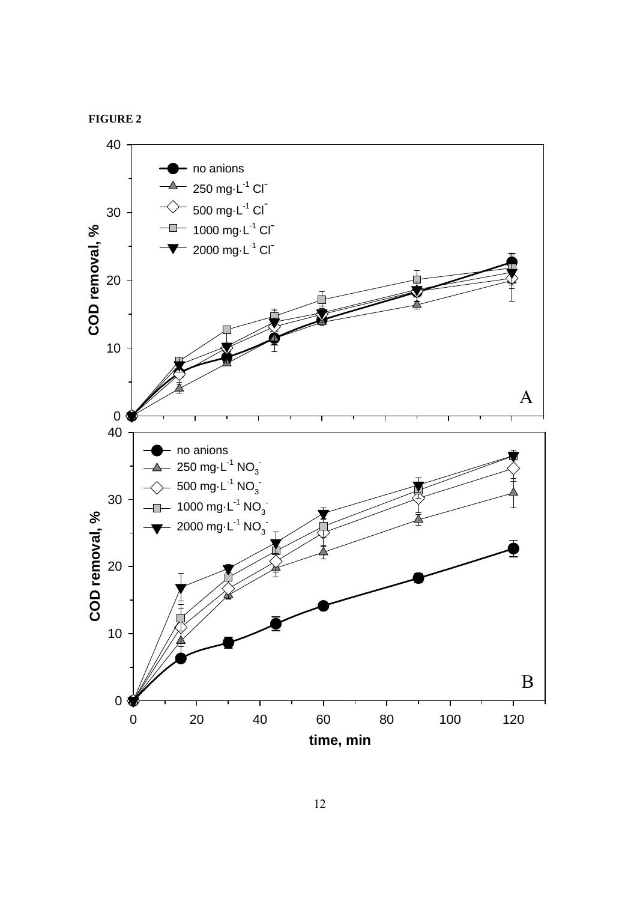**FIGURE 2**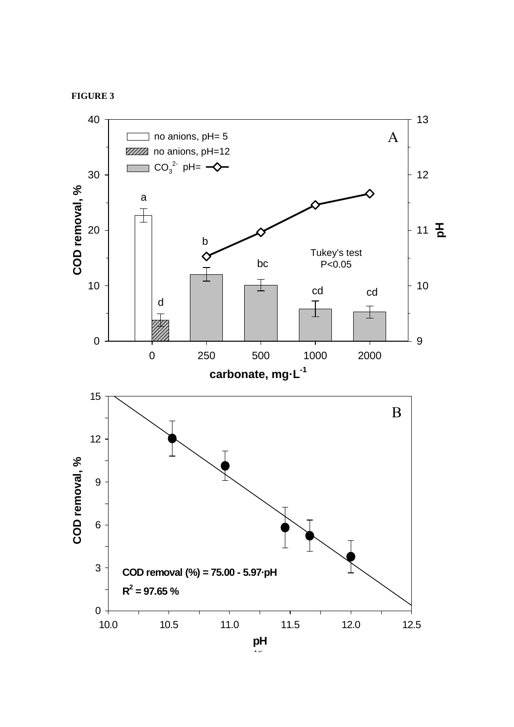**FIGURE 3**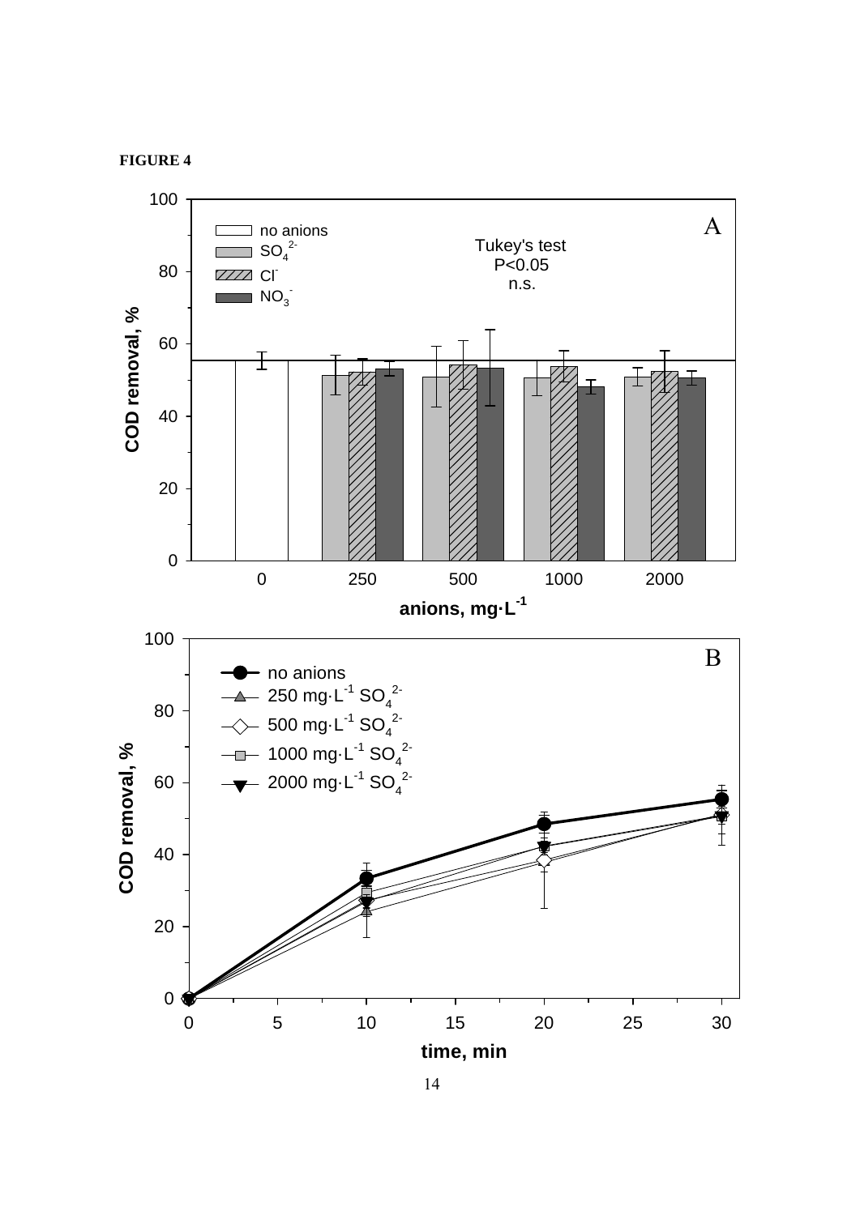**FIGURE 4**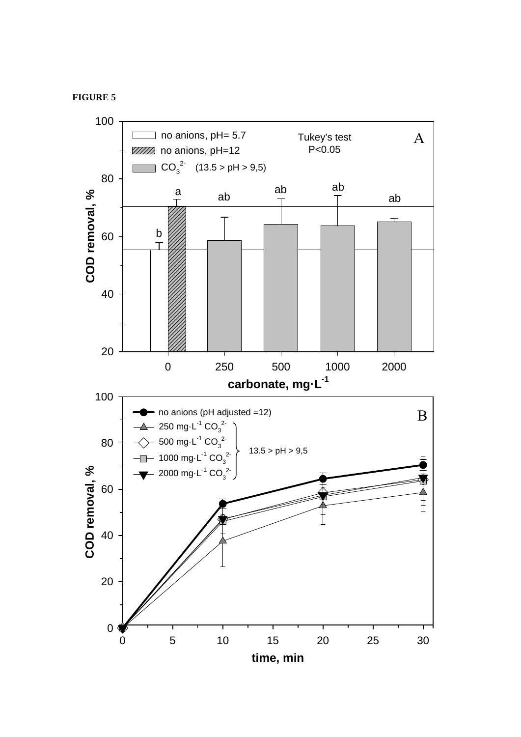**FIGURE 5**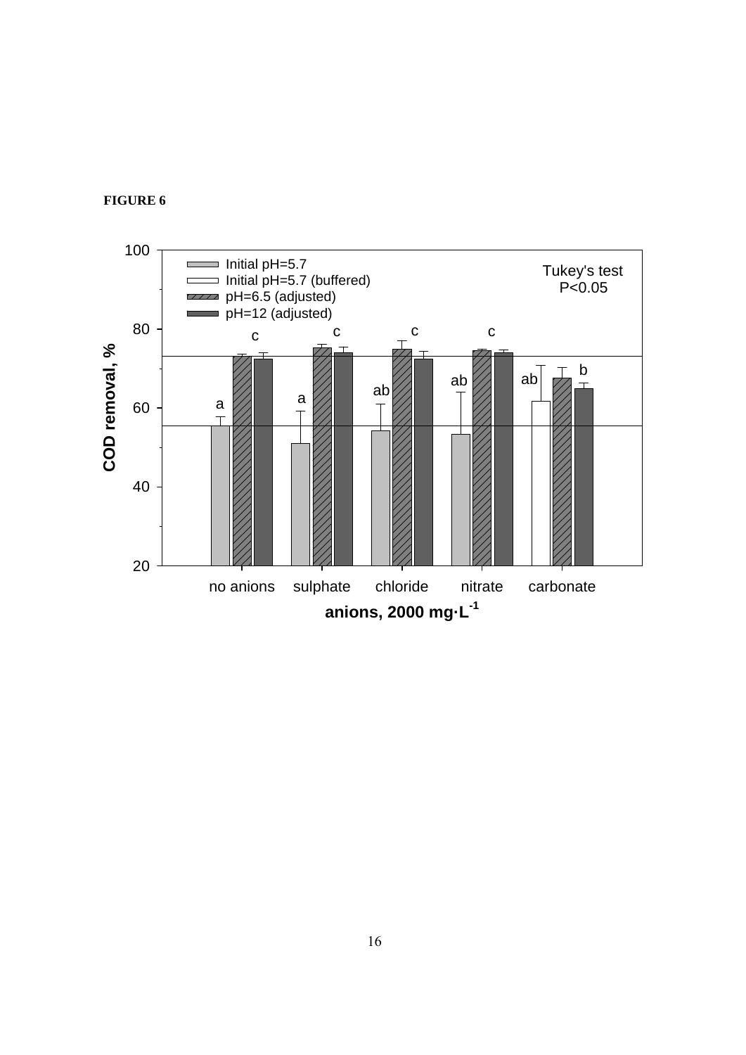**FIGURE 6**

100

80

60

40

20

COD removal, %

Initial pH=5.7

Initial pH=5.7 (buffered)

pH=6.5 (adjusted)

pH=12 (adjusted)

Tukey's test
P<0.05

a c a c ab c ab c ab b

no anions sulphate chloride nitrate carbonate

anions, 2000 mg·L$^{-1}$